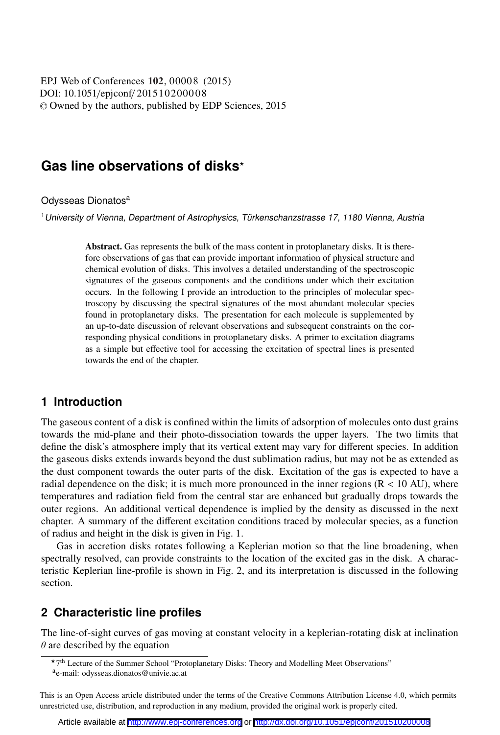# Gas line observations of disks*

Odysseas Dionatos[a]

[1] *University of Vienna, Department of Astrophysics, Türkenschanzstrasse 17, 1180 Vienna, Austria*

> **Abstract.** Gas represents the bulk of the mass content in protoplanetary disks. It is therefore observations of gas that can provide important information of physical structure and chemical evolution of disks. This involves a detailed understanding of the spectroscopic signatures of the gaseous components and the conditions under which their excitation occurs. In the following I provide an introduction to the principles of molecular spectroscopy by discussing the spectral signatures of the most abundant molecular species found in protoplanetary disks. The presentation for each molecule is supplemented by an up-to-date discussion of relevant observations and subsequent constraints on the corresponding physical conditions in protoplanetary disks. A primer to excitation diagrams as a simple but effective tool for accessing the excitation of spectral lines is presented towards the end of the chapter.

## 1 Introduction

The gaseous content of a disk is confined within the limits of adsorption of molecules onto dust grains towards the mid-plane and their photo-dissociation towards the upper layers. The two limits that define the disk's atmosphere imply that its vertical extent may vary for different species. In addition the gaseous disks extends inwards beyond the dust sublimation radius, but may not be as extended as the dust component towards the outer parts of the disk. Excitation of the gas is expected to have a radial dependence on the disk; it is much more pronounced in the inner regions (R < 10 AU), where temperatures and radiation field from the central star are enhanced but gradually drops towards the outer regions. An additional vertical dependence is implied by the density as discussed in the next chapter. A summary of the different excitation conditions traced by molecular species, as a function of radius and height in the disk is given in Fig. 1.

Gas in accretion disks rotates following a Keplerian motion so that the line broadening, when spectrally resolved, can provide constraints to the location of the excited gas in the disk. A characteristic Keplerian line-profile is shown in Fig. 2, and its interpretation is discussed in the following section.

## 2 Characteristic line profiles

The line-of-sight curves of gas moving at constant velocity in a keplerian-rotating disk at inclination $\theta$ are described by the equation

---

* 7th Lecture of the Summer School "Protoplanetary Disks: Theory and Modelling Meet Observations"

[a] e-mail: odysseas.dionatos@univie.ac.at

This is an Open Access article distributed under the terms of the Creative Commons Attribution License 4.0, which permits unrestricted use, distribution, and reproduction in any medium, provided the original work is properly cited.

Article available at http://www.epj-conferences.org or http://dx.doi.org/10.1051/epjconf/201510200008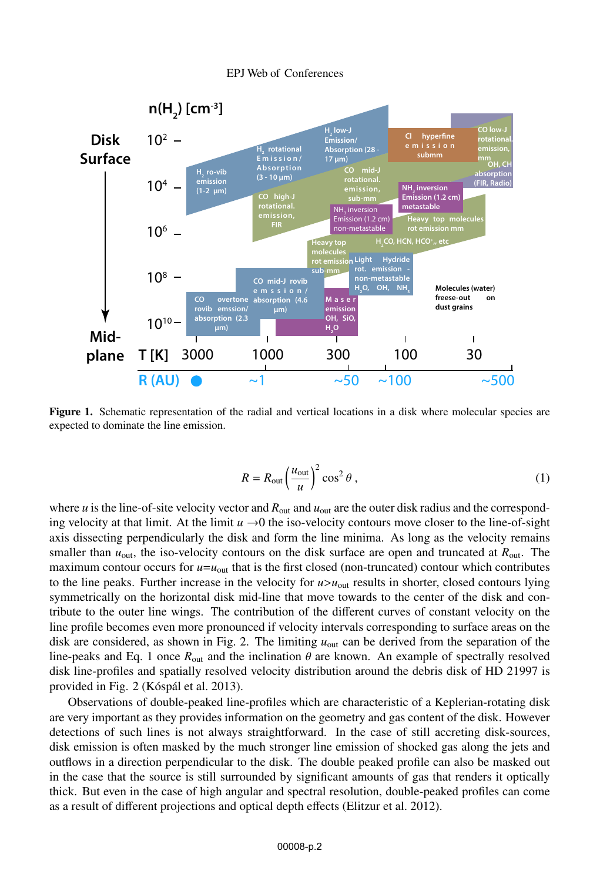Figure 1. Schematic representation of the radial and vertical locations in a disk where molecular species are expected to dominate the line emission.

$$R = R_{\rm out} \left( \frac{u_{\rm out}}{u} \right)^2 \cos^2 \theta \,, \tag{1}$$

where $u$ is the line-of-site velocity vector and $R_{\rm out}$ and $u_{\rm out}$ are the outer disk radius and the corresponding velocity at that limit. At the limit $u \rightarrow 0$ the iso-velocity contours move closer to the line-of-sight axis dissecting perpendicularly the disk and form the line minima. As long as the velocity remains smaller than $u_{\rm out}$, the iso-velocity contours on the disk surface are open and truncated at $R_{\rm out}$. The maximum contour occurs for $u$=$u_{\rm out}$ that is the first closed (non-truncated) contour which contributes to the line peaks. Further increase in the velocity for $u$>$u_{\rm out}$ results in shorter, closed contours lying symmetrically on the horizontal disk mid-line that move towards to the center of the disk and contribute to the outer line wings. The contribution of the different curves of constant velocity on the line profile becomes even more pronounced if velocity intervals corresponding to surface areas on the disk are considered, as shown in Fig. 2. The limiting $u_{\rm out}$ can be derived from the separation of the line-peaks and Eq. 1 once $R_{\rm out}$ and the inclination $\theta$ are known. An example of spectrally resolved disk line-profiles and spatially resolved velocity distribution around the debris disk of HD 21997 is provided in Fig. 2 (Kóspál et al. 2013).

Observations of double-peaked line-profiles which are characteristic of a Keplerian-rotating disk are very important as they provides information on the geometry and gas content of the disk. However detections of such lines is not always straightforward. In the case of still accreting disk-sources, disk emission is often masked by the much stronger line emission of shocked gas along the jets and outflows in a direction perpendicular to the disk. The double peaked profile can also be masked out in the case that the source is still surrounded by significant amounts of gas that renders it optically thick. But even in the case of high angular and spectral resolution, double-peaked profiles can come as a result of different projections and optical depth effects (Elitzur et al. 2012).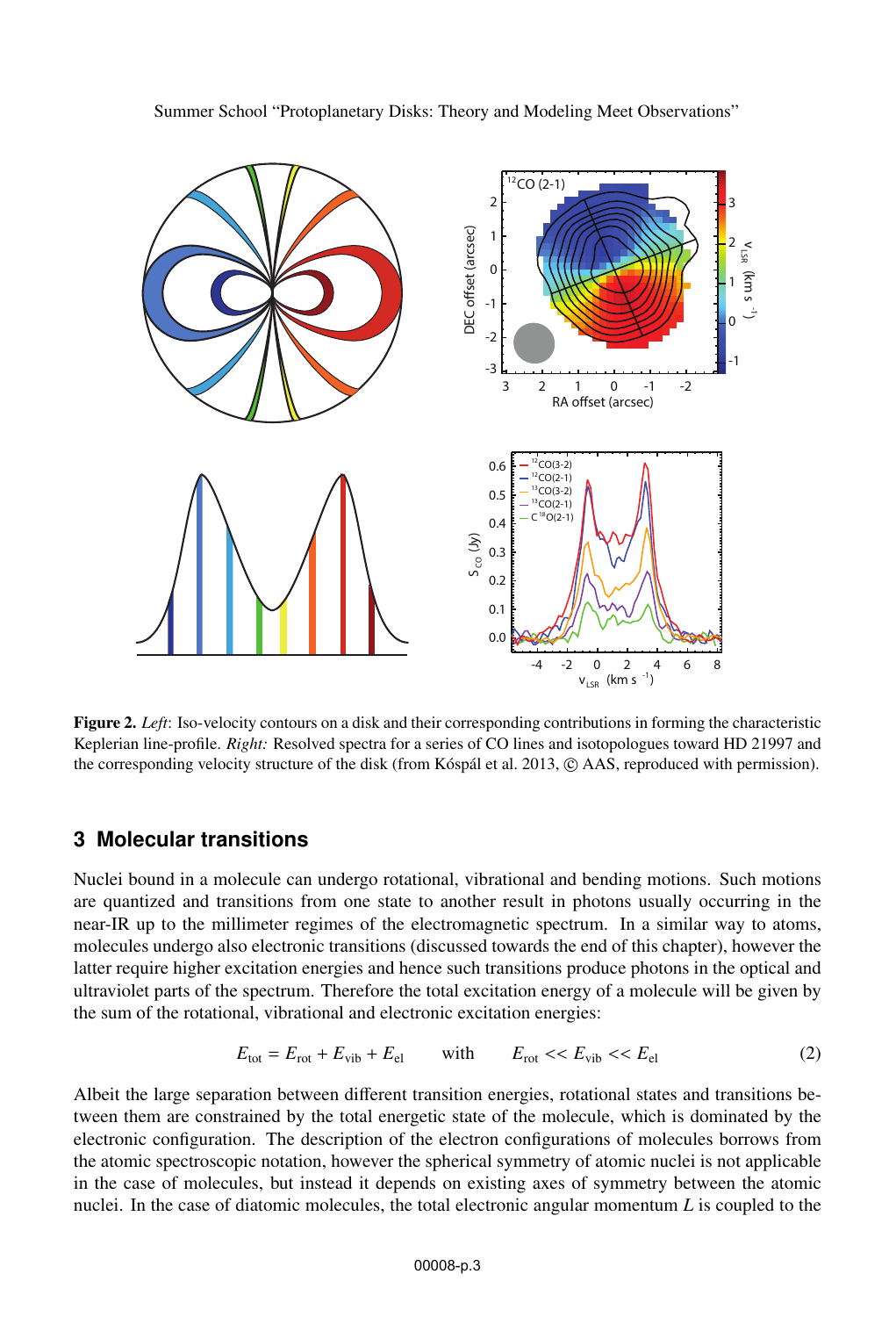**Figure 2.** *Left*: Iso-velocity contours on a disk and their corresponding contributions in forming the characteristic Keplerian line-profile. *Right:* Resolved spectra for a series of CO lines and isotopologues toward HD 21997 and the corresponding velocity structure of the disk (from Kóspál et al. 2013, © AAS, reproduced with permission).

## 3 Molecular transitions

Nuclei bound in a molecule can undergo rotational, vibrational and bending motions. Such motions are quantized and transitions from one state to another result in photons usually occurring in the near-IR up to the millimeter regimes of the electromagnetic spectrum. In a similar way to atoms, molecules undergo also electronic transitions (discussed towards the end of this chapter), however the latter require higher excitation energies and hence such transitions produce photons in the optical and ultraviolet parts of the spectrum. Therefore the total excitation energy of a molecule will be given by the sum of the rotational, vibrational and electronic excitation energies:

$$E_{\rm tot} = E_{\rm rot} + E_{\rm vib} + E_{\rm el} \qquad \text{with} \qquad E_{\rm rot} << E_{\rm vib} << E_{\rm el} \tag{2}$$

Albeit the large separation between different transition energies, rotational states and transitions between them are constrained by the total energetic state of the molecule, which is dominated by the electronic configuration. The description of the electron configurations of molecules borrows from the atomic spectroscopic notation, however the spherical symmetry of atomic nuclei is not applicable in the case of molecules, but instead it depends on existing axes of symmetry between the atomic nuclei. In the case of diatomic molecules, the total electronic angular momentum $L$ is coupled to the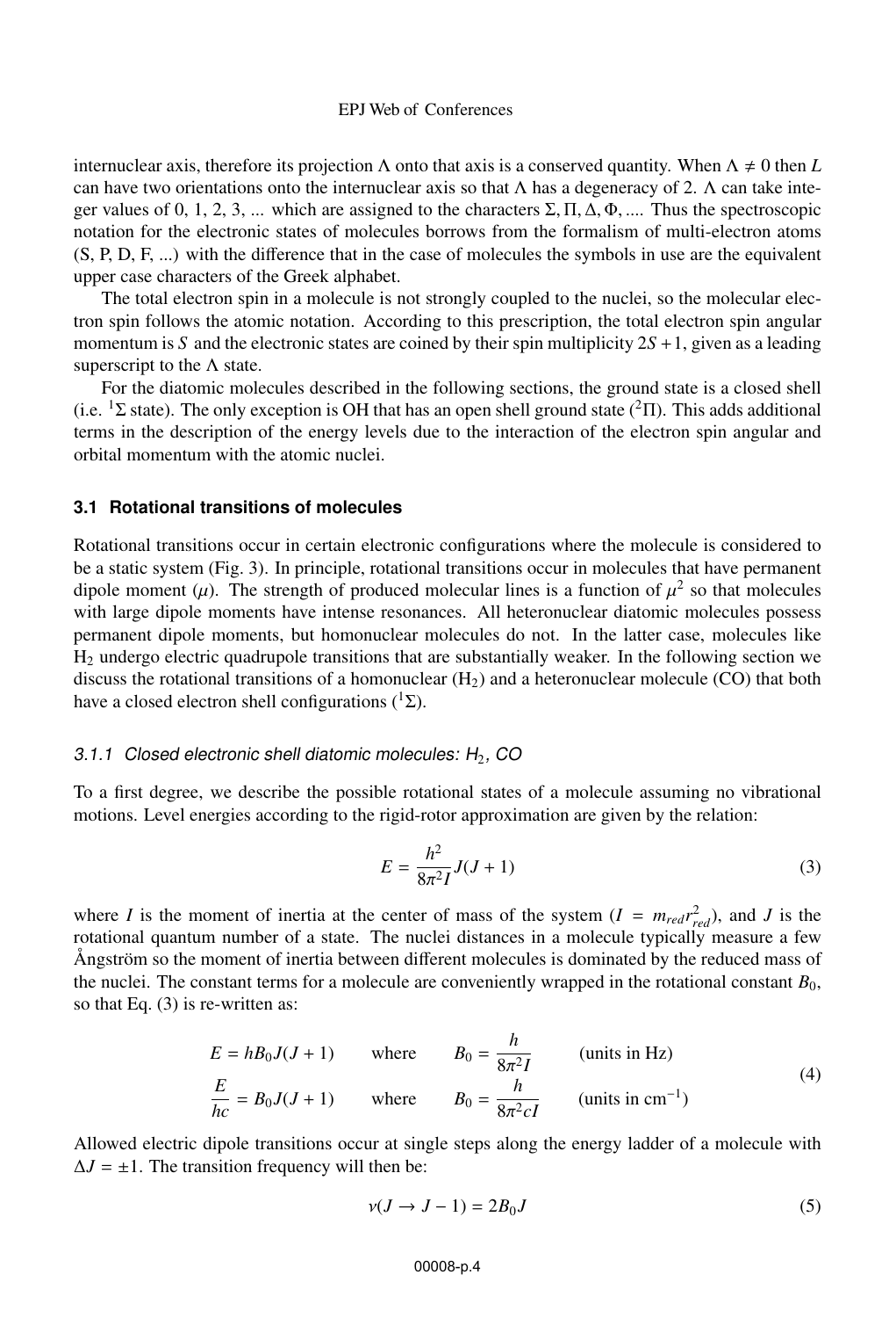internuclear axis, therefore its projection $\Lambda$ onto that axis is a conserved quantity. When $\Lambda \neq 0$ then $L$ can have two orientations onto the internuclear axis so that $\Lambda$ has a degeneracy of 2. $\Lambda$ can take integer values of 0, 1, 2, 3, ... which are assigned to the characters $\Sigma, \Pi, \Delta, \Phi$, .... Thus the spectroscopic notation for the electronic states of molecules borrows from the formalism of multi-electron atoms (S, P, D, F, ...) with the difference that in the case of molecules the symbols in use are the equivalent upper case characters of the Greek alphabet.

The total electron spin in a molecule is not strongly coupled to the nuclei, so the molecular electron spin follows the atomic notation. According to this prescription, the total electron spin angular momentum is $S$ and the electronic states are coined by their spin multiplicity $2S+1$, given as a leading superscript to the $\Lambda$ state.

For the diatomic molecules described in the following sections, the ground state is a closed shell (i.e. $^1\Sigma$ state). The only exception is OH that has an open shell ground state ($^2\Pi$). This adds additional terms in the description of the energy levels due to the interaction of the electron spin angular and orbital momentum with the atomic nuclei.

### 3.1 Rotational transitions of molecules

Rotational transitions occur in certain electronic configurations where the molecule is considered to be a static system (Fig. 3). In principle, rotational transitions occur in molecules that have permanent dipole moment ($\mu$). The strength of produced molecular lines is a function of $\mu^2$ so that molecules with large dipole moments have intense resonances. All heteronuclear diatomic molecules possess permanent dipole moments, but homonuclear molecules do not. In the latter case, molecules like $H_2$ undergo electric quadrupole transitions that are substantially weaker. In the following section we discuss the rotational transitions of a homonuclear ($H_2$) and a heteronuclear molecule (CO) that both have a closed electron shell configurations ($^1\Sigma$).

#### 3.1.1 Closed electronic shell diatomic molecules: $H_2$, CO

To a first degree, we describe the possible rotational states of a molecule assuming no vibrational motions. Level energies according to the rigid-rotor approximation are given by the relation:

$$E = \frac{h^2}{8\pi^2 I} J(J+1) \tag{3}$$

where $I$ is the moment of inertia at the center of mass of the system ($I = m_{red} r_{red}^2$), and $J$ is the rotational quantum number of a state. The nuclei distances in a molecule typically measure a few Ångström so the moment of inertia between different molecules is dominated by the reduced mass of the nuclei. The constant terms for a molecule are conveniently wrapped in the rotational constant $B_0$, so that Eq. (3) is re-written as:

$$\begin{aligned} E &= hB_0 J(J+1) \qquad \text{where} \qquad B_0 = \frac{h}{8\pi^2 I} \qquad (\text{units in Hz}) \\ \frac{E}{hc} &= B_0 J(J+1) \qquad \text{where} \qquad B_0 = \frac{h}{8\pi^2 c I} \qquad (\text{units in cm}^{-1}) \end{aligned} \tag{4}$$

Allowed electric dipole transitions occur at single steps along the energy ladder of a molecule with $\Delta J = \pm 1$. The transition frequency will then be:

$$\nu(J \rightarrow J-1) = 2B_0 J \tag{5}$$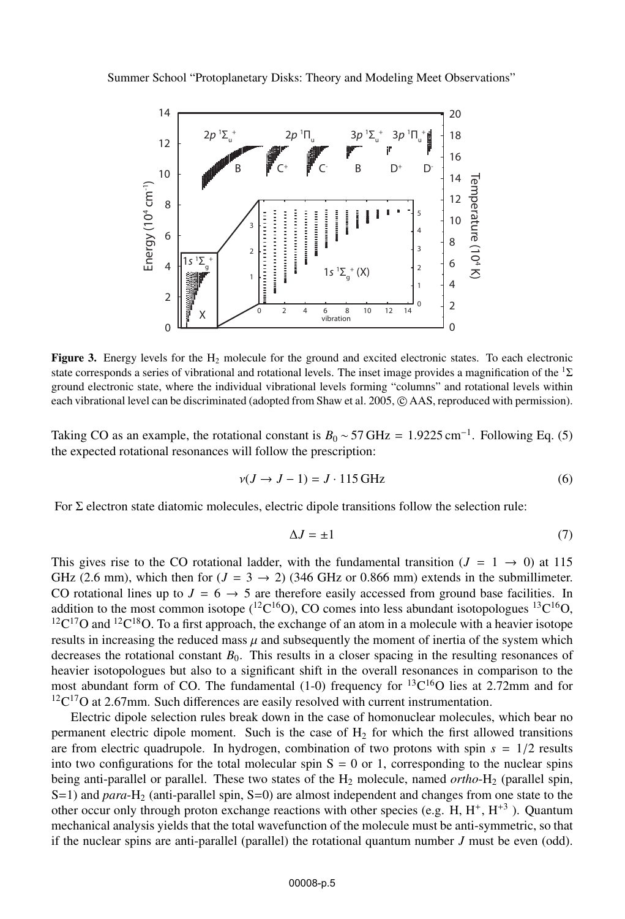Figure 3. Energy levels for the $H_2$ molecule for the ground and excited electronic states. To each electronic state corresponds a series of vibrational and rotational levels. The inset image provides a magnification of the $^1\Sigma$ ground electronic state, where the individual vibrational levels forming "columns" and rotational levels within each vibrational level can be discriminated (adopted from Shaw et al. 2005, © AAS, reproduced with permission).

Taking CO as an example, the rotational constant is $B_0 \sim 57\,\mathrm{GHz} = 1.9225\,\mathrm{cm}^{-1}$. Following Eq. (5) the expected rotational resonances will follow the prescription:

$$\nu(J \to J-1) = J \cdot 115\,\mathrm{GHz} \tag{6}$$

For $\Sigma$ electron state diatomic molecules, electric dipole transitions follow the selection rule:

$$\Delta J = \pm 1 \tag{7}$$

This gives rise to the CO rotational ladder, with the fundamental transition ($J = 1 \to 0$) at 115 GHz (2.6 mm), which then for ($J = 3 \to 2$) (346 GHz or 0.866 mm) extends in the submillimeter. CO rotational lines up to $J = 6 \to 5$ are therefore easily accessed from ground base facilities. In addition to the most common isotope ($^{12}C^{16}O$), CO comes into less abundant isotopologues $^{13}C^{16}O$, $^{12}C^{17}O$ and $^{12}C^{18}O$. To a first approach, the exchange of an atom in a molecule with a heavier isotope results in increasing the reduced mass $\mu$ and subsequently the moment of inertia of the system which decreases the rotational constant $B_0$. This results in a closer spacing in the resulting resonances of heavier isotopologues but also to a significant shift in the overall resonances in comparison to the most abundant form of CO. The fundamental (1-0) frequency for $^{13}C^{16}O$ lies at 2.72mm and for $^{12}C^{17}O$ at 2.67mm. Such differences are easily resolved with current instrumentation.

Electric dipole selection rules break down in the case of homonuclear molecules, which bear no permanent electric dipole moment. Such is the case of $H_2$ for which the first allowed transitions are from electric quadrupole. In hydrogen, combination of two protons with spin $s = 1/2$ results into two configurations for the total molecular spin S = 0 or 1, corresponding to the nuclear spins being anti-parallel or parallel. These two states of the $H_2$ molecule, named *ortho*-$H_2$ (parallel spin, S=1) and *para*-$H_2$ (anti-parallel spin, S=0) are almost independent and changes from one state to the other occur only through proton exchange reactions with other species (e.g. H, $H^+$, $H^{+3}$ ). Quantum mechanical analysis yields that the total wavefunction of the molecule must be anti-symmetric, so that if the nuclear spins are anti-parallel (parallel) the rotational quantum number $J$ must be even (odd).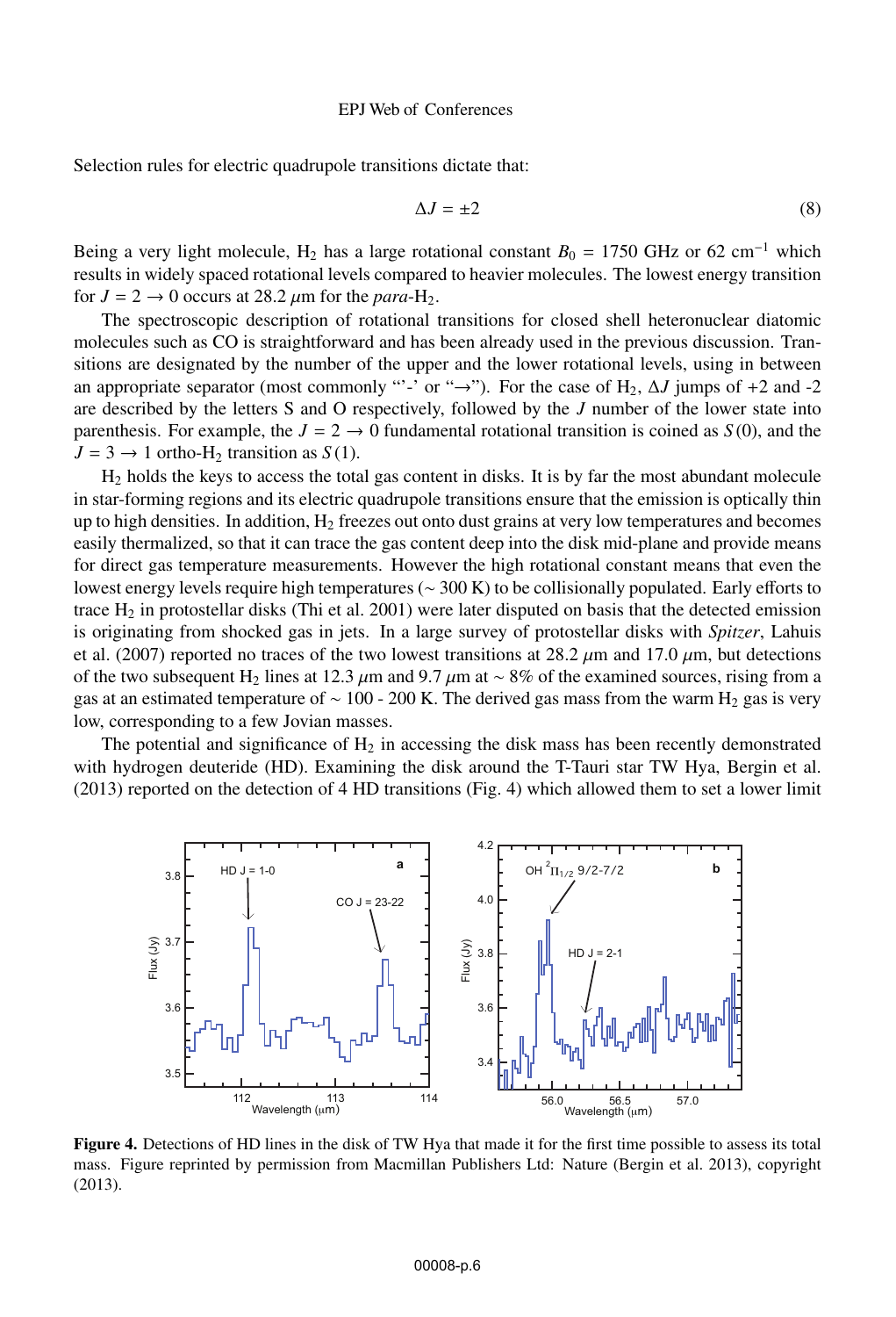Selection rules for electric quadrupole transitions dictate that:

$$\Delta J = \pm 2 \tag{8}$$

Being a very light molecule, $H_2$ has a large rotational constant $B_0 = 1750$ GHz or 62 cm$^{-1}$ which results in widely spaced rotational levels compared to heavier molecules. The lowest energy transition for $J = 2 \rightarrow 0$ occurs at 28.2 $\mu$m for the *para*-$H_2$.

The spectroscopic description of rotational transitions for closed shell heteronuclear diatomic molecules such as CO is straightforward and has been already used in the previous discussion. Transitions are designated by the number of the upper and the lower rotational levels, using in between an appropriate separator (most commonly "'-' or "→"). For the case of $H_2$, $\Delta J$ jumps of +2 and -2 are described by the letters S and O respectively, followed by the $J$ number of the lower state into parenthesis. For example, the $J = 2 \rightarrow 0$ fundamental rotational transition is coined as $S(0)$, and the $J = 3 \rightarrow 1$ ortho-$H_2$ transition as $S(1)$.

$H_2$ holds the keys to access the total gas content in disks. It is by far the most abundant molecule in star-forming regions and its electric quadrupole transitions ensure that the emission is optically thin up to high densities. In addition, $H_2$ freezes out onto dust grains at very low temperatures and becomes easily thermalized, so that it can trace the gas content deep into the disk mid-plane and provide means for direct gas temperature measurements. However the high rotational constant means that even the lowest energy levels require high temperatures (~ 300 K) to be collisionally populated. Early efforts to trace $H_2$ in protostellar disks (Thi et al. 2001) were later disputed on basis that the detected emission is originating from shocked gas in jets. In a large survey of protostellar disks with *Spitzer*, Lahuis et al. (2007) reported no traces of the two lowest transitions at 28.2 $\mu$m and 17.0 $\mu$m, but detections of the two subsequent $H_2$ lines at 12.3 $\mu$m and 9.7 $\mu$m at ~ 8% of the examined sources, rising from a gas at an estimated temperature of ~ 100 - 200 K. The derived gas mass from the warm $H_2$ gas is very low, corresponding to a few Jovian masses.

The potential and significance of $H_2$ in accessing the disk mass has been recently demonstrated with hydrogen deuteride (HD). Examining the disk around the T-Tauri star TW Hya, Bergin et al. (2013) reported on the detection of 4 HD transitions (Fig. 4) which allowed them to set a lower limit

**Figure 4.** Detections of HD lines in the disk of TW Hya that made it for the first time possible to assess its total mass. Figure reprinted by permission from Macmillan Publishers Ltd: Nature (Bergin et al. 2013), copyright (2013).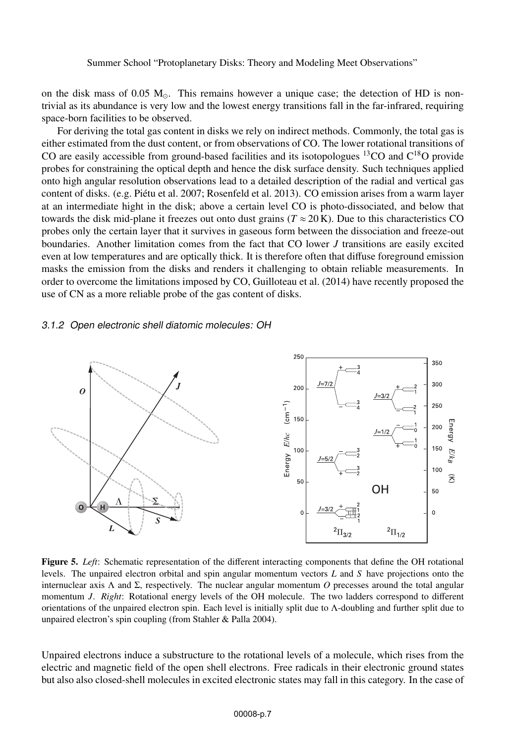on the disk mass of 0.05 $M_{\odot}$. This remains however a unique case; the detection of HD is non-trivial as its abundance is very low and the lowest energy transitions fall in the far-infrared, requiring space-born facilities to be observed.

For deriving the total gas content in disks we rely on indirect methods. Commonly, the total gas is either estimated from the dust content, or from observations of CO. The lower rotational transitions of CO are easily accessible from ground-based facilities and its isotopologues $^{13}CO$ and $C^{18}O$ provide probes for constraining the optical depth and hence the disk surface density. Such techniques applied onto high angular resolution observations lead to a detailed description of the radial and vertical gas content of disks. (e.g. Piétu et al. 2007; Rosenfeld et al. 2013). CO emission arises from a warm layer at an intermediate hight in the disk; above a certain level CO is photo-dissociated, and below that towards the disk mid-plane it freezes out onto dust grains ($T \approx 20$ K). Due to this characteristics CO probes only the certain layer that it survives in gaseous form between the dissociation and freeze-out boundaries. Another limitation comes from the fact that CO lower $J$ transitions are easily excited even at low temperatures and are optically thick. It is therefore often that diffuse foreground emission masks the emission from the disks and renders it challenging to obtain reliable measurements. In order to overcome the limitations imposed by CO, Guilloteau et al. (2014) have recently proposed the use of CN as a more reliable probe of the gas content of disks.

### 3.1.2 Open electronic shell diatomic molecules: OH

**Figure 5.** *Left*: Schematic representation of the different interacting components that define the OH rotational levels. The unpaired electron orbital and spin angular momentum vectors $L$ and $S$ have projections onto the internuclear axis $\Lambda$ and $\Sigma$, respectively. The nuclear angular momentum $O$ precesses around the total angular momentum $J$. *Right*: Rotational energy levels of the OH molecule. The two ladders correspond to different orientations of the unpaired electron spin. Each level is initially split due to $\Lambda$-doubling and further split due to unpaired electron's spin coupling (from Stahler & Palla 2004).

Unpaired electrons induce a substructure to the rotational levels of a molecule, which rises from the electric and magnetic field of the open shell electrons. Free radicals in their electronic ground states but also also closed-shell molecules in excited electronic states may fall in this category. In the case of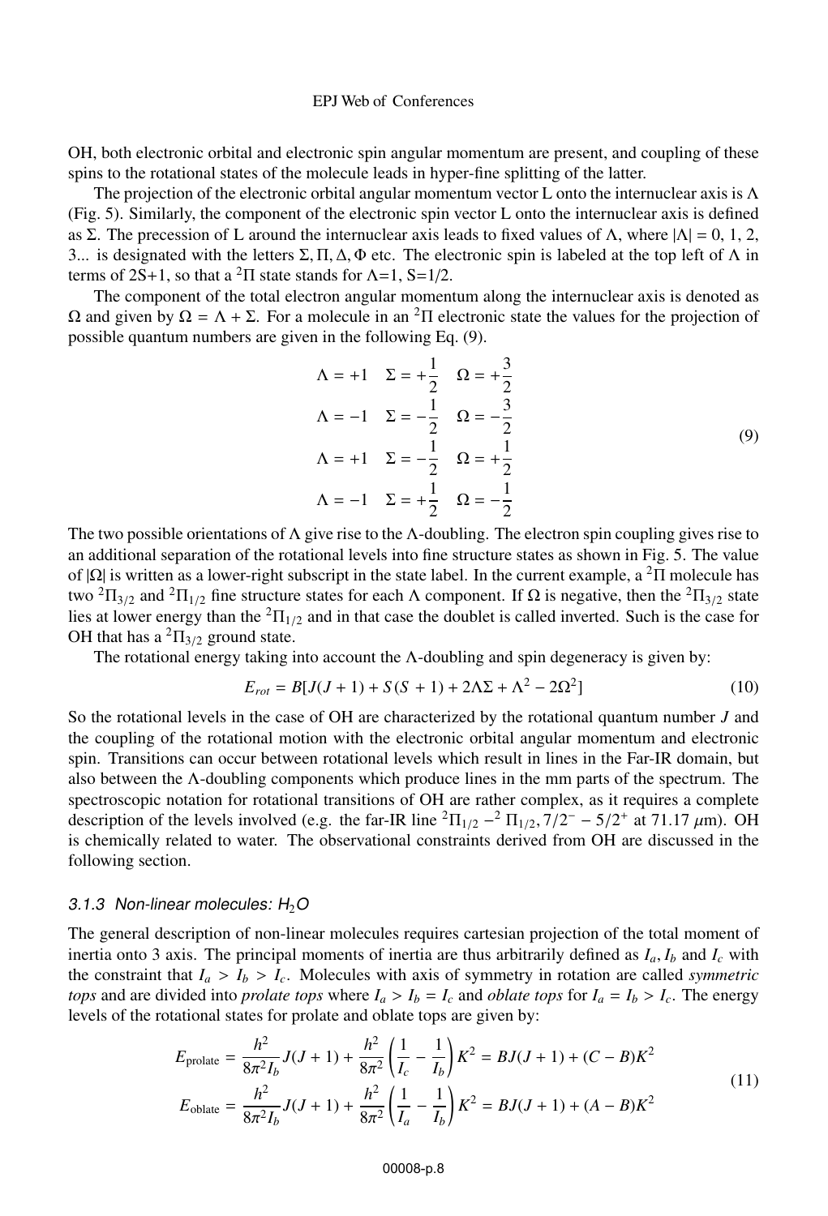OH, both electronic orbital and electronic spin angular momentum are present, and coupling of these spins to the rotational states of the molecule leads in hyper-fine splitting of the latter.

The projection of the electronic orbital angular momentum vector L onto the internuclear axis is $\Lambda$ (Fig. 5). Similarly, the component of the electronic spin vector L onto the internuclear axis is defined as $\Sigma$. The precession of L around the internuclear axis leads to fixed values of $\Lambda$, where $|\Lambda|$ = 0, 1, 2, 3... is designated with the letters $\Sigma, \Pi, \Delta, \Phi$ etc. The electronic spin is labeled at the top left of $\Lambda$ in terms of 2S+1, so that a $^2\Pi$ state stands for $\Lambda$=1, S=1/2.

The component of the total electron angular momentum along the internuclear axis is denoted as $\Omega$ and given by $\Omega = \Lambda + \Sigma$. For a molecule in an $^2\Pi$ electronic state the values for the projection of possible quantum numbers are given in the following Eq. (9).

$$
\begin{aligned}
\Lambda = +1 \quad \Sigma = +\frac{1}{2} \quad \Omega = +\frac{3}{2} \\
\Lambda = -1 \quad \Sigma = -\frac{1}{2} \quad \Omega = -\frac{3}{2} \\
\Lambda = +1 \quad \Sigma = -\frac{1}{2} \quad \Omega = +\frac{1}{2} \\
\Lambda = -1 \quad \Sigma = +\frac{1}{2} \quad \Omega = -\frac{1}{2}
\end{aligned}
\tag{9}
$$

The two possible orientations of $\Lambda$ give rise to the $\Lambda$-doubling. The electron spin coupling gives rise to an additional separation of the rotational levels into fine structure states as shown in Fig. 5. The value of $|\Omega|$ is written as a lower-right subscript in the state label. In the current example, a $^2\Pi$ molecule has two $^2\Pi_{3/2}$ and $^2\Pi_{1/2}$ fine structure states for each $\Lambda$ component. If $\Omega$ is negative, then the $^2\Pi_{3/2}$ state lies at lower energy than the $^2\Pi_{1/2}$ and in that case the doublet is called inverted. Such is the case for OH that has a $^2\Pi_{3/2}$ ground state.

The rotational energy taking into account the $\Lambda$-doubling and spin degeneracy is given by:

$$E_{rot} = B[J(J+1) + S(S+1) + 2\Lambda\Sigma + \Lambda^2 - 2\Omega^2] \tag{10}$$

So the rotational levels in the case of OH are characterized by the rotational quantum number $J$ and the coupling of the rotational motion with the electronic orbital angular momentum and electronic spin. Transitions can occur between rotational levels which result in lines in the Far-IR domain, but also between the $\Lambda$-doubling components which produce lines in the mm parts of the spectrum. The spectroscopic notation for rotational transitions of OH are rather complex, as it requires a complete description of the levels involved (e.g. the far-IR line $^2\Pi_{1/2} -^2 \Pi_{1/2}, 7/2^- - 5/2^+$ at 71.17 $\mu$m). OH is chemically related to water. The observational constraints derived from OH are discussed in the following section.

### 3.1.3 Non-linear molecules: $H_2O$

The general description of non-linear molecules requires cartesian projection of the total moment of inertia onto 3 axis. The principal moments of inertia are thus arbitrarily defined as $I_a, I_b$ and $I_c$ with the constraint that $I_a > I_b > I_c$. Molecules with axis of symmetry in rotation are called *symmetric tops* and are divided into *prolate tops* where $I_a > I_b = I_c$ and *oblate tops* for $I_a = I_b > I_c$. The energy levels of the rotational states for prolate and oblate tops are given by:

$$
\begin{aligned}
E_{\text{prolate}} &= \frac{h^2}{8\pi^2 I_b} J(J+1) + \frac{h^2}{8\pi^2}\left(\frac{1}{I_c} - \frac{1}{I_b}\right) K^2 = BJ(J+1) + (C-B)K^2 \\
E_{\text{oblate}} &= \frac{h^2}{8\pi^2 I_b} J(J+1) + \frac{h^2}{8\pi^2}\left(\frac{1}{I_a} - \frac{1}{I_b}\right) K^2 = BJ(J+1) + (A-B)K^2
\end{aligned}
\tag{11}
$$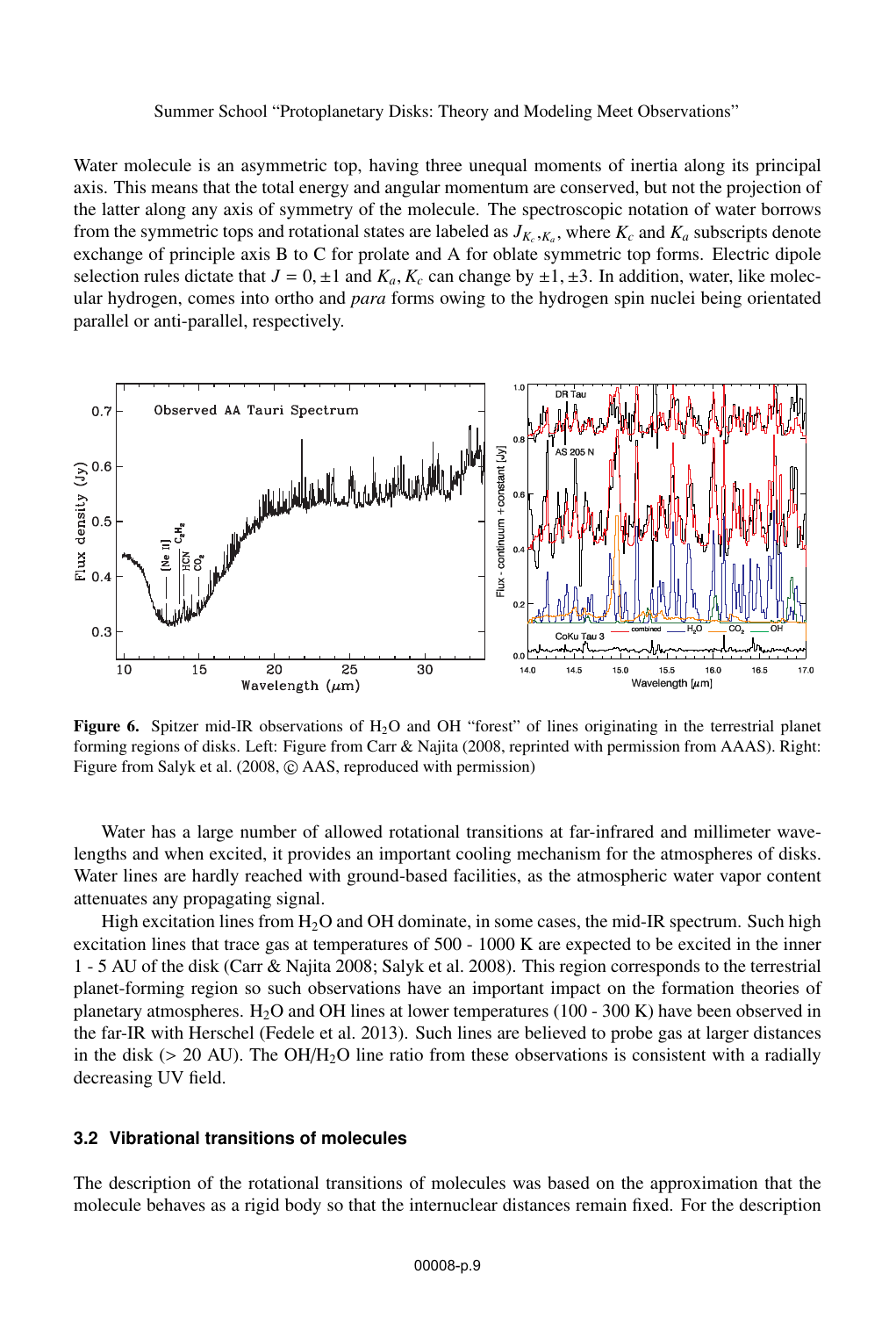Water molecule is an asymmetric top, having three unequal moments of inertia along its principal axis. This means that the total energy and angular momentum are conserved, but not the projection of the latter along any axis of symmetry of the molecule. The spectroscopic notation of water borrows from the symmetric tops and rotational states are labeled as $J_{K_c,K_a}$, where $K_c$ and $K_a$ subscripts denote exchange of principle axis B to C for prolate and A for oblate symmetric top forms. Electric dipole selection rules dictate that $J = 0, \pm 1$ and $K_a, K_c$ can change by $\pm 1, \pm 3$. In addition, water, like molecular hydrogen, comes into ortho and *para* forms owing to the hydrogen spin nuclei being orientated parallel or anti-parallel, respectively.

**Figure 6.** Spitzer mid-IR observations of $H_2O$ and OH "forest" of lines originating in the terrestrial planet forming regions of disks. Left: Figure from Carr & Najita (2008, reprinted with permission from AAAS). Right: Figure from Salyk et al. (2008, © AAS, reproduced with permission)

Water has a large number of allowed rotational transitions at far-infrared and millimeter wavelengths and when excited, it provides an important cooling mechanism for the atmospheres of disks. Water lines are hardly reached with ground-based facilities, as the atmospheric water vapor content attenuates any propagating signal.

High excitation lines from $H_2O$ and OH dominate, in some cases, the mid-IR spectrum. Such high excitation lines that trace gas at temperatures of 500 - 1000 K are expected to be excited in the inner 1 - 5 AU of the disk (Carr & Najita 2008; Salyk et al. 2008). This region corresponds to the terrestrial planet-forming region so such observations have an important impact on the formation theories of planetary atmospheres. $H_2O$ and OH lines at lower temperatures (100 - 300 K) have been observed in the far-IR with Herschel (Fedele et al. 2013). Such lines are believed to probe gas at larger distances in the disk (> 20 AU). The OH/$H_2O$ line ratio from these observations is consistent with a radially decreasing UV field.

### 3.2 Vibrational transitions of molecules

The description of the rotational transitions of molecules was based on the approximation that the molecule behaves as a rigid body so that the internuclear distances remain fixed. For the description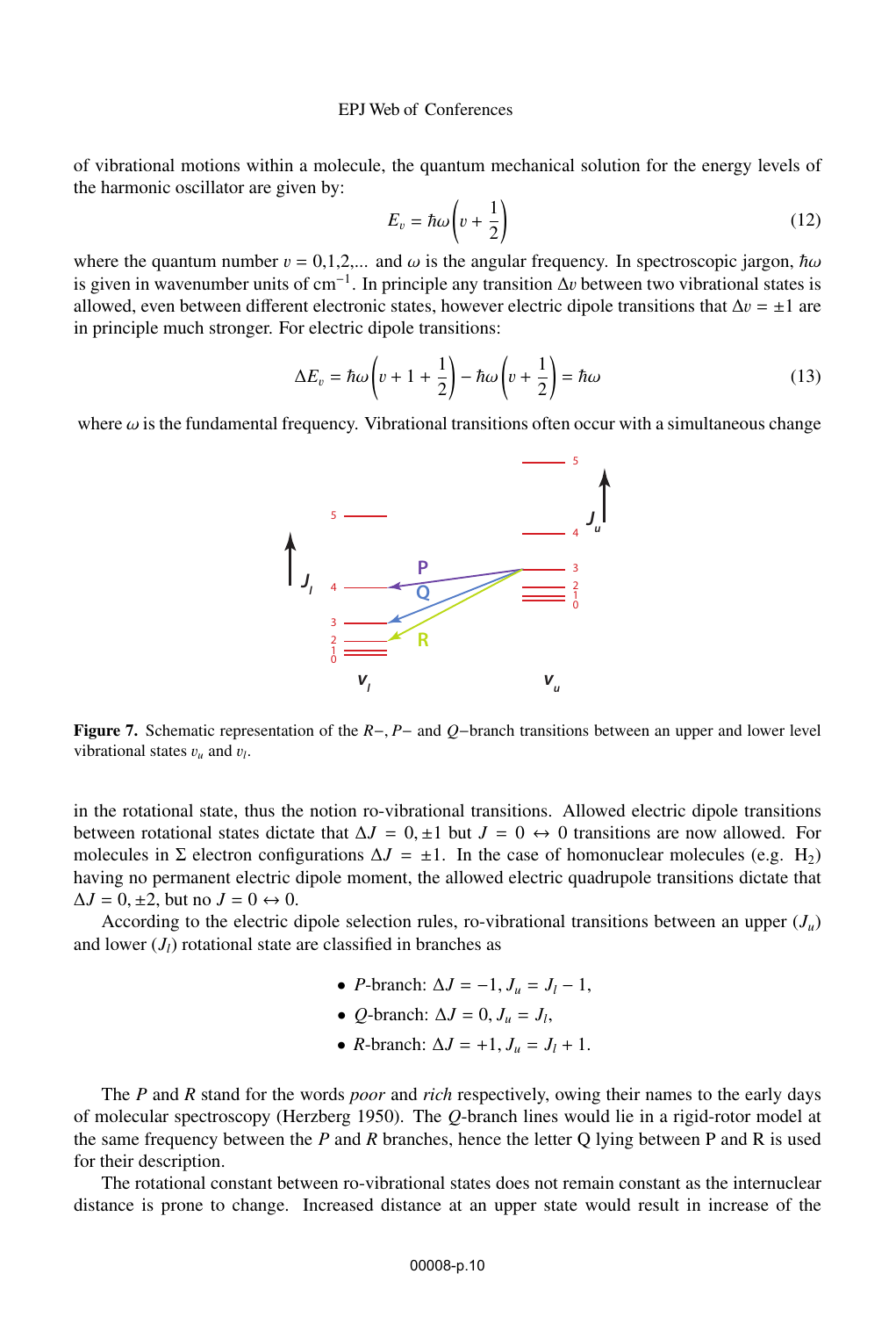of vibrational motions within a molecule, the quantum mechanical solution for the energy levels of the harmonic oscillator are given by:

$$E_v = \hbar\omega\left(v + \frac{1}{2}\right) \tag{12}$$

where the quantum number $v = 0,1,2,...$ and $\omega$ is the angular frequency. In spectroscopic jargon, $\hbar\omega$ is given in wavenumber units of $\mathrm{cm}^{-1}$. In principle any transition $\Delta v$ between two vibrational states is allowed, even between different electronic states, however electric dipole transitions that $\Delta v = \pm 1$ are in principle much stronger. For electric dipole transitions:

$$\Delta E_v = \hbar\omega\left(v + 1 + \frac{1}{2}\right) - \hbar\omega\left(v + \frac{1}{2}\right) = \hbar\omega \tag{13}$$

where $\omega$ is the fundamental frequency. Vibrational transitions often occur with a simultaneous change

**Figure 7.** Schematic representation of the $R-$, $P-$ and $Q-$branch transitions between an upper and lower level vibrational states $v_u$ and $v_l$.

in the rotational state, thus the notion ro-vibrational transitions. Allowed electric dipole transitions between rotational states dictate that $\Delta J = 0, \pm 1$ but $J = 0 \leftrightarrow 0$ transitions are now allowed. For molecules in $\Sigma$ electron configurations $\Delta J = \pm 1$. In the case of homonuclear molecules (e.g. $H_2$) having no permanent electric dipole moment, the allowed electric quadrupole transitions dictate that $\Delta J = 0, \pm 2$, but no $J = 0 \leftrightarrow 0$.

According to the electric dipole selection rules, ro-vibrational transitions between an upper ($J_u$) and lower ($J_l$) rotational state are classified in branches as

- $P$-branch: $\Delta J = -1$, $J_u = J_l - 1$,
- $Q$-branch: $\Delta J = 0$, $J_u = J_l$,
- $R$-branch: $\Delta J = +1$, $J_u = J_l + 1$.

The $P$ and $R$ stand for the words *poor* and *rich* respectively, owing their names to the early days of molecular spectroscopy (Herzberg 1950). The $Q$-branch lines would lie in a rigid-rotor model at the same frequency between the $P$ and $R$ branches, hence the letter Q lying between P and R is used for their description.

The rotational constant between ro-vibrational states does not remain constant as the internuclear distance is prone to change. Increased distance at an upper state would result in increase of the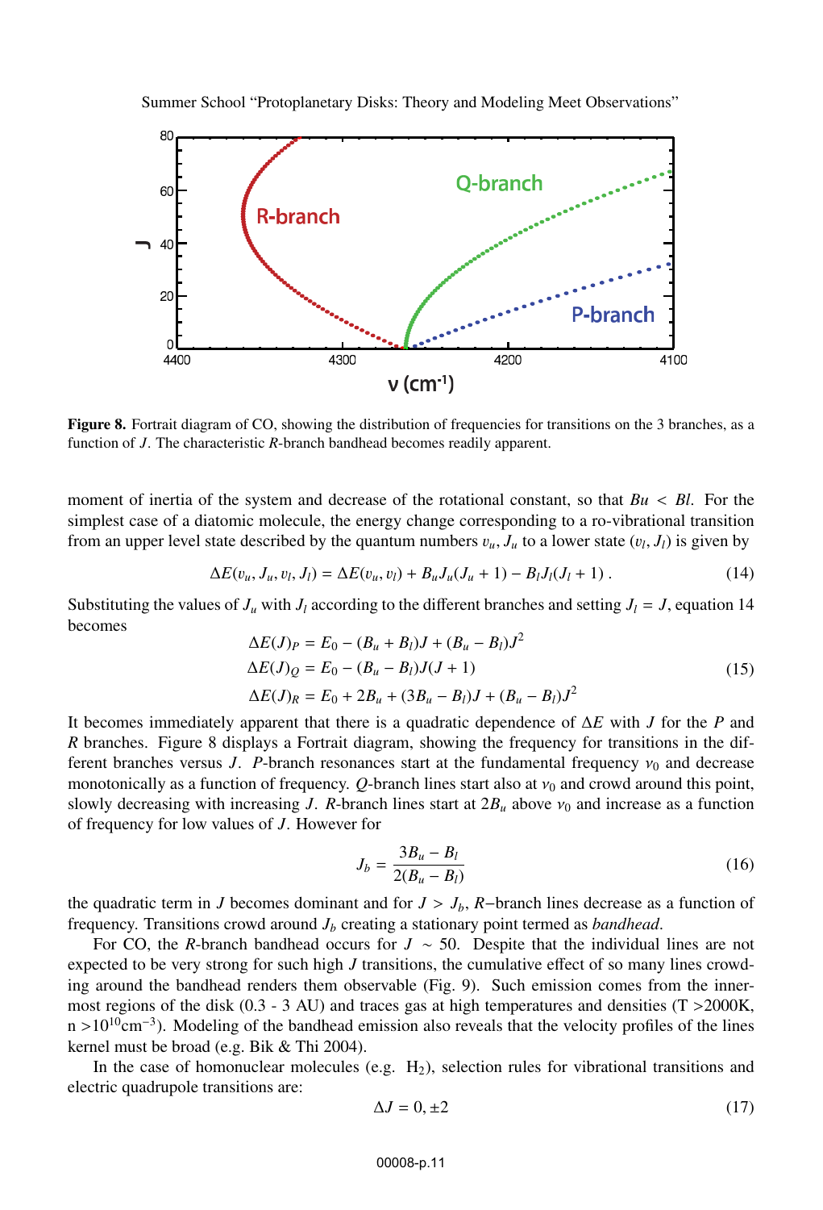**Figure 8.** Fortrait diagram of CO, showing the distribution of frequencies for transitions on the 3 branches, as a function of $J$. The characteristic $R$-branch bandhead becomes readily apparent.

moment of inertia of the system and decrease of the rotational constant, so that $Bu < Bl$. For the simplest case of a diatomic molecule, the energy change corresponding to a ro-vibrational transition from an upper level state described by the quantum numbers $v_u, J_u$ to a lower state $(v_l, J_l)$ is given by

$$\Delta E(v_u, J_u, v_l, J_l) = \Delta E(v_u, v_l) + B_u J_u(J_u + 1) - B_l J_l(J_l + 1) \; . \tag{14}$$

Substituting the values of $J_u$ with $J_l$ according to the different branches and setting $J_l = J$, equation 14 becomes

$$\begin{aligned}
\Delta E(J)_P &= E_0 - (B_u + B_l)J + (B_u - B_l)J^2 \\
\Delta E(J)_Q &= E_0 - (B_u - B_l)J(J+1) \\
\Delta E(J)_R &= E_0 + 2B_u + (3B_u - B_l)J + (B_u - B_l)J^2
\end{aligned} \tag{15}$$

It becomes immediately apparent that there is a quadratic dependence of $\Delta E$ with $J$ for the $P$ and $R$ branches. Figure 8 displays a Fortrait diagram, showing the frequency for transitions in the different branches versus $J$. $P$-branch resonances start at the fundamental frequency $\nu_0$ and decrease monotonically as a function of frequency. $Q$-branch lines start also at $\nu_0$ and crowd around this point, slowly decreasing with increasing $J$. $R$-branch lines start at $2B_u$ above $\nu_0$ and increase as a function of frequency for low values of $J$. However for

$$J_b = \frac{3B_u - B_l}{2(B_u - B_l)} \tag{16}$$

the quadratic term in $J$ becomes dominant and for $J > J_b$, $R-$branch lines decrease as a function of frequency. Transitions crowd around $J_b$ creating a stationary point termed as *bandhead*.

For CO, the $R$-branch bandhead occurs for $J \sim 50$. Despite that the individual lines are not expected to be very strong for such high $J$ transitions, the cumulative effect of so many lines crowding around the bandhead renders them observable (Fig. 9). Such emission comes from the innermost regions of the disk (0.3 - 3 AU) and traces gas at high temperatures and densities (T >2000K, n $>10^{10}$cm$^{-3}$). Modeling of the bandhead emission also reveals that the velocity profiles of the lines kernel must be broad (e.g. Bik & Thi 2004).

In the case of homonuclear molecules (e.g. $H_2$), selection rules for vibrational transitions and electric quadrupole transitions are:

$$\Delta J = 0, \pm 2 \tag{17}$$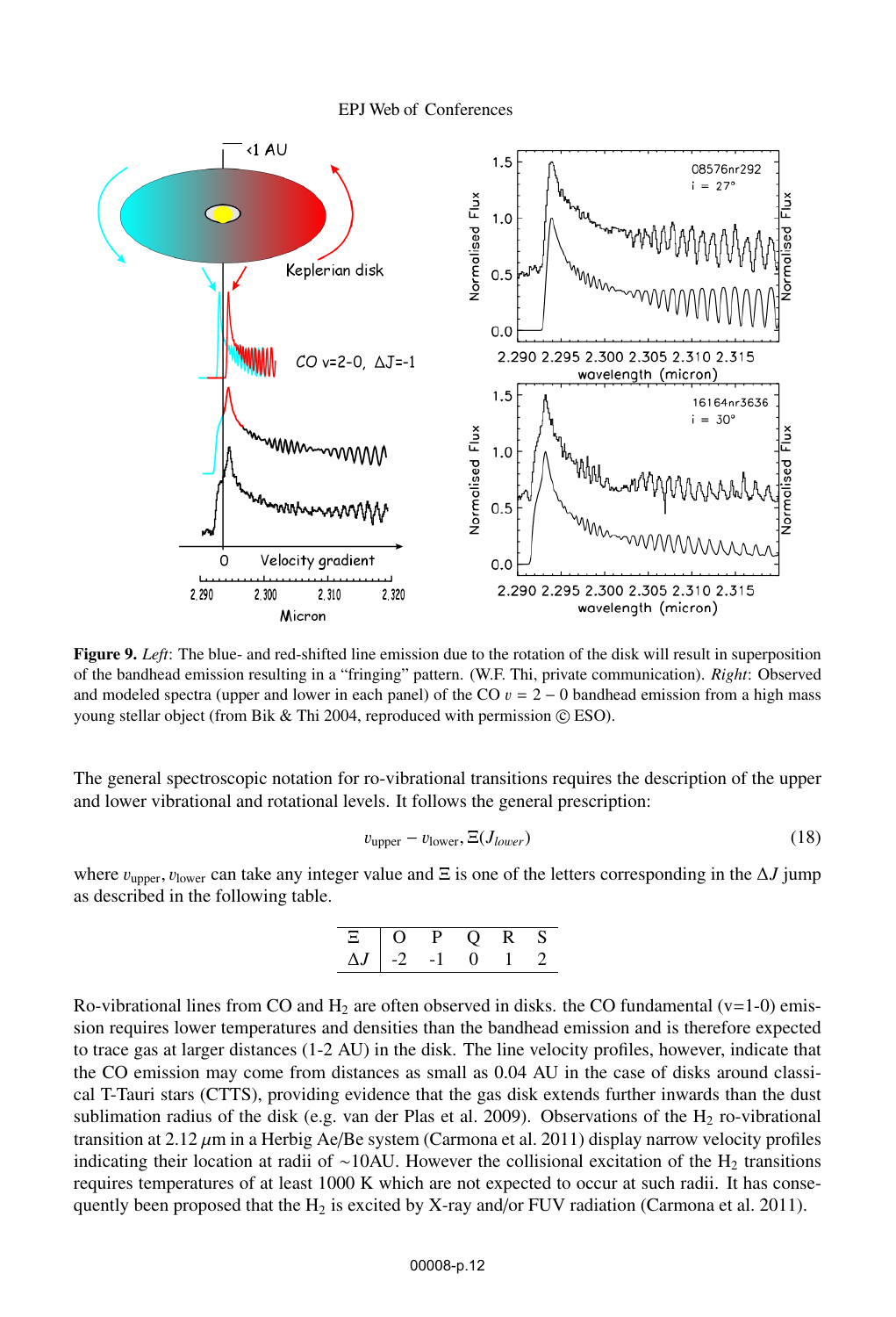**Figure 9.** *Left*: The blue- and red-shifted line emission due to the rotation of the disk will result in superposition of the bandhead emission resulting in a "fringing" pattern. (W.F. Thi, private communication). *Right*: Observed and modeled spectra (upper and lower in each panel) of the CO $v = 2 - 0$ bandhead emission from a high mass young stellar object (from Bik & Thi 2004, reproduced with permission © ESO).

The general spectroscopic notation for ro-vibrational transitions requires the description of the upper and lower vibrational and rotational levels. It follows the general prescription:

$$v_{\rm upper} - v_{\rm lower}, \Xi(J_{lower}) \tag{18}$$

where $v_{\rm upper}, v_{\rm lower}$ can take any integer value and $\Xi$ is one of the letters corresponding in the $\Delta J$ jump as described in the following table.

| $\Xi$ | O | P | Q | R | S |
|---|---|---|---|---|---|
| $\Delta J$ | -2 | -1 | 0 | 1 | 2 |

Ro-vibrational lines from CO and $H_2$ are often observed in disks. the CO fundamental (v=1-0) emission requires lower temperatures and densities than the bandhead emission and is therefore expected to trace gas at larger distances (1-2 AU) in the disk. The line velocity profiles, however, indicate that the CO emission may come from distances as small as 0.04 AU in the case of disks around classical T-Tauri stars (CTTS), providing evidence that the gas disk extends further inwards than the dust sublimation radius of the disk (e.g. van der Plas et al. 2009). Observations of the $H_2$ ro-vibrational transition at 2.12 $\mu$m in a Herbig Ae/Be system (Carmona et al. 2011) display narrow velocity profiles indicating their location at radii of ~10AU. However the collisional excitation of the $H_2$ transitions requires temperatures of at least 1000 K which are not expected to occur at such radii. It has consequently been proposed that the $H_2$ is excited by X-ray and/or FUV radiation (Carmona et al. 2011).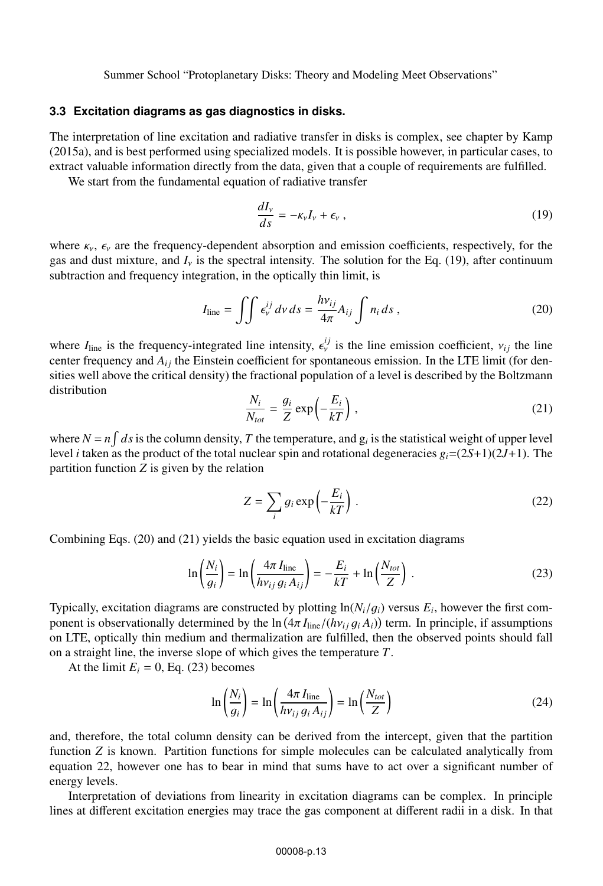### 3.3 Excitation diagrams as gas diagnostics in disks.

The interpretation of line excitation and radiative transfer in disks is complex, see chapter by Kamp (2015a), and is best performed using specialized models. It is possible however, in particular cases, to extract valuable information directly from the data, given that a couple of requirements are fulfilled.

We start from the fundamental equation of radiative transfer

$$\frac{dI_\nu}{ds} = -\kappa_\nu I_\nu + \epsilon_\nu \, , \tag{19}$$

where $\kappa_\nu$, $\epsilon_\nu$ are the frequency-dependent absorption and emission coefficients, respectively, for the gas and dust mixture, and $I_\nu$ is the spectral intensity. The solution for the Eq. (19), after continuum subtraction and frequency integration, in the optically thin limit, is

$$I_{\rm line} = \iint \epsilon_\nu^{ij} \, d\nu \, ds = \frac{h\nu_{ij}}{4\pi} A_{ij} \int n_i \, ds \, , \tag{20}$$

where $I_{\rm line}$ is the frequency-integrated line intensity, $\epsilon_\nu^{ij}$ is the line emission coefficient, $\nu_{ij}$ the line center frequency and $A_{ij}$ the Einstein coefficient for spontaneous emission. In the LTE limit (for densities well above the critical density) the fractional population of a level is described by the Boltzmann distribution

$$\frac{N_i}{N_{tot}} = \frac{g_i}{Z} \exp\left(-\frac{E_i}{kT}\right) \, , \tag{21}$$

where $N = n \int ds$ is the column density, $T$ the temperature, and $g_i$ is the statistical weight of upper level level $i$ taken as the product of the total nuclear spin and rotational degeneracies $g_i$=(2$S$+1)(2$J$+1). The partition function $Z$ is given by the relation

$$Z = \sum_i g_i \exp\left(-\frac{E_i}{kT}\right) \, . \tag{22}$$

Combining Eqs. (20) and (21) yields the basic equation used in excitation diagrams

$$\ln\left(\frac{N_i}{g_i}\right) = \ln\left(\frac{4\pi \, I_{\rm line}}{h\nu_{ij} \, g_i \, A_{ij}}\right) = -\frac{E_i}{kT} + \ln\left(\frac{N_{tot}}{Z}\right) \, . \tag{23}$$

Typically, excitation diagrams are constructed by plotting ln($N_i/g_i$) versus $E_i$, however the first component is observationally determined by the $\ln\left(4\pi \, I_{\rm line}/(h\nu_{ij} \, g_i \, A_i)\right)$ term. In principle, if assumptions on LTE, optically thin medium and thermalization are fulfilled, then the observed points should fall on a straight line, the inverse slope of which gives the temperature $T$.

At the limit $E_i = 0$, Eq. (23) becomes

$$\ln\left(\frac{N_i}{g_i}\right) = \ln\left(\frac{4\pi \, I_{\rm line}}{h\nu_{ij} \, g_i \, A_{ij}}\right) = \ln\left(\frac{N_{tot}}{Z}\right) \tag{24}$$

and, therefore, the total column density can be derived from the intercept, given that the partition function $Z$ is known. Partition functions for simple molecules can be calculated analytically from equation 22, however one has to bear in mind that sums have to act over a significant number of energy levels.

Interpretation of deviations from linearity in excitation diagrams can be complex. In principle lines at different excitation energies may trace the gas component at different radii in a disk. In that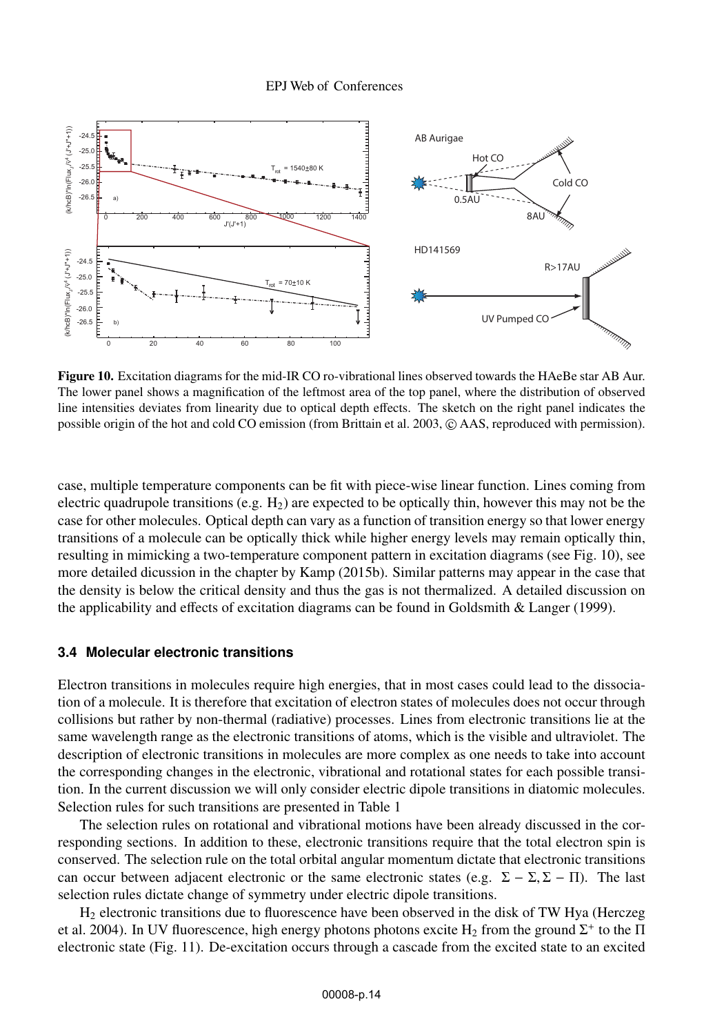**Figure 10.** Excitation diagrams for the mid-IR CO ro-vibrational lines observed towards the HAeBe star AB Aur. The lower panel shows a magnification of the leftmost area of the top panel, where the distribution of observed line intensities deviates from linearity due to optical depth effects. The sketch on the right panel indicates the possible origin of the hot and cold CO emission (from Brittain et al. 2003, © AAS, reproduced with permission).

case, multiple temperature components can be fit with piece-wise linear function. Lines coming from electric quadrupole transitions (e.g. $H_2$) are expected to be optically thin, however this may not be the case for other molecules. Optical depth can vary as a function of transition energy so that lower energy transitions of a molecule can be optically thick while higher energy levels may remain optically thin, resulting in mimicking a two-temperature component pattern in excitation diagrams (see Fig. 10), see more detailed dicussion in the chapter by Kamp (2015b). Similar patterns may appear in the case that the density is below the critical density and thus the gas is not thermalized. A detailed discussion on the applicability and effects of excitation diagrams can be found in Goldsmith & Langer (1999).

### 3.4 Molecular electronic transitions

Electron transitions in molecules require high energies, that in most cases could lead to the dissociation of a molecule. It is therefore that excitation of electron states of molecules does not occur through collisions but rather by non-thermal (radiative) processes. Lines from electronic transitions lie at the same wavelength range as the electronic transitions of atoms, which is the visible and ultraviolet. The description of electronic transitions in molecules are more complex as one needs to take into account the corresponding changes in the electronic, vibrational and rotational states for each possible transition. In the current discussion we will only consider electric dipole transitions in diatomic molecules. Selection rules for such transitions are presented in Table 1

The selection rules on rotational and vibrational motions have been already discussed in the corresponding sections. In addition to these, electronic transitions require that the total electron spin is conserved. The selection rule on the total orbital angular momentum dictate that electronic transitions can occur between adjacent electronic or the same electronic states (e.g. $\Sigma - \Sigma, \Sigma - \Pi$). The last selection rules dictate change of symmetry under electric dipole transitions.

$H_2$ electronic transitions due to fluorescence have been observed in the disk of TW Hya (Herczeg et al. 2004). In UV fluorescence, high energy photons photons excite $H_2$ from the ground $\Sigma^+$ to the $\Pi$ electronic state (Fig. 11). De-excitation occurs through a cascade from the excited state to an excited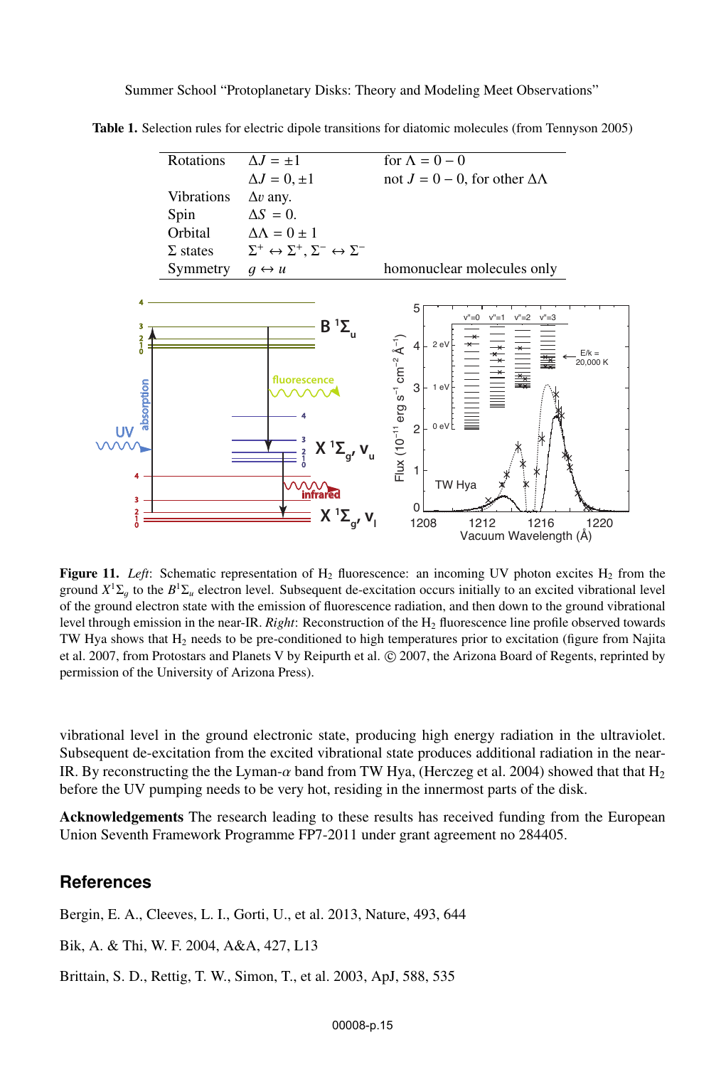**Table 1.** Selection rules for electric dipole transitions for diatomic molecules (from Tennyson 2005)

| | | |
|---|---|---|
| Rotations | $\Delta J = \pm 1$ | for $\Lambda = 0 - 0$ |
| | $\Delta J = 0, \pm 1$ | not $J = 0 - 0$, for other $\Delta\Lambda$ |
| Vibrations | $\Delta v$ any. | |
| Spin | $\Delta S = 0$. | |
| Orbital | $\Delta\Lambda = 0 \pm 1$ | |
| $\Sigma$ states | $\Sigma^+ \leftrightarrow \Sigma^+, \Sigma^- \leftrightarrow \Sigma^-$ | |
| Symmetry | $g \leftrightarrow u$ | homonuclear molecules only |

**Figure 11.** *Left*: Schematic representation of $H_2$ fluorescence: an incoming UV photon excites $H_2$ from the ground $X^1\Sigma_g$ to the $B^1\Sigma_u$ electron level. Subsequent de-excitation occurs initially to an excited vibrational level of the ground electron state with the emission of fluorescence radiation, and then down to the ground vibrational level through emission in the near-IR. *Right*: Reconstruction of the $H_2$ fluorescence line profile observed towards TW Hya shows that $H_2$ needs to be pre-conditioned to high temperatures prior to excitation (figure from Najita et al. 2007, from Protostars and Planets V by Reipurth et al. © 2007, the Arizona Board of Regents, reprinted by permission of the University of Arizona Press).

vibrational level in the ground electronic state, producing high energy radiation in the ultraviolet. Subsequent de-excitation from the excited vibrational state produces additional radiation in the near-IR. By reconstructing the the Lyman-$\alpha$ band from TW Hya, (Herczeg et al. 2004) showed that that $H_2$ before the UV pumping needs to be very hot, residing in the innermost parts of the disk.

**Acknowledgements** The research leading to these results has received funding from the European Union Seventh Framework Programme FP7-2011 under grant agreement no 284405.

## References

Bergin, E. A., Cleeves, L. I., Gorti, U., et al. 2013, Nature, 493, 644

Bik, A. & Thi, W. F. 2004, A&A, 427, L13

Brittain, S. D., Rettig, T. W., Simon, T., et al. 2003, ApJ, 588, 535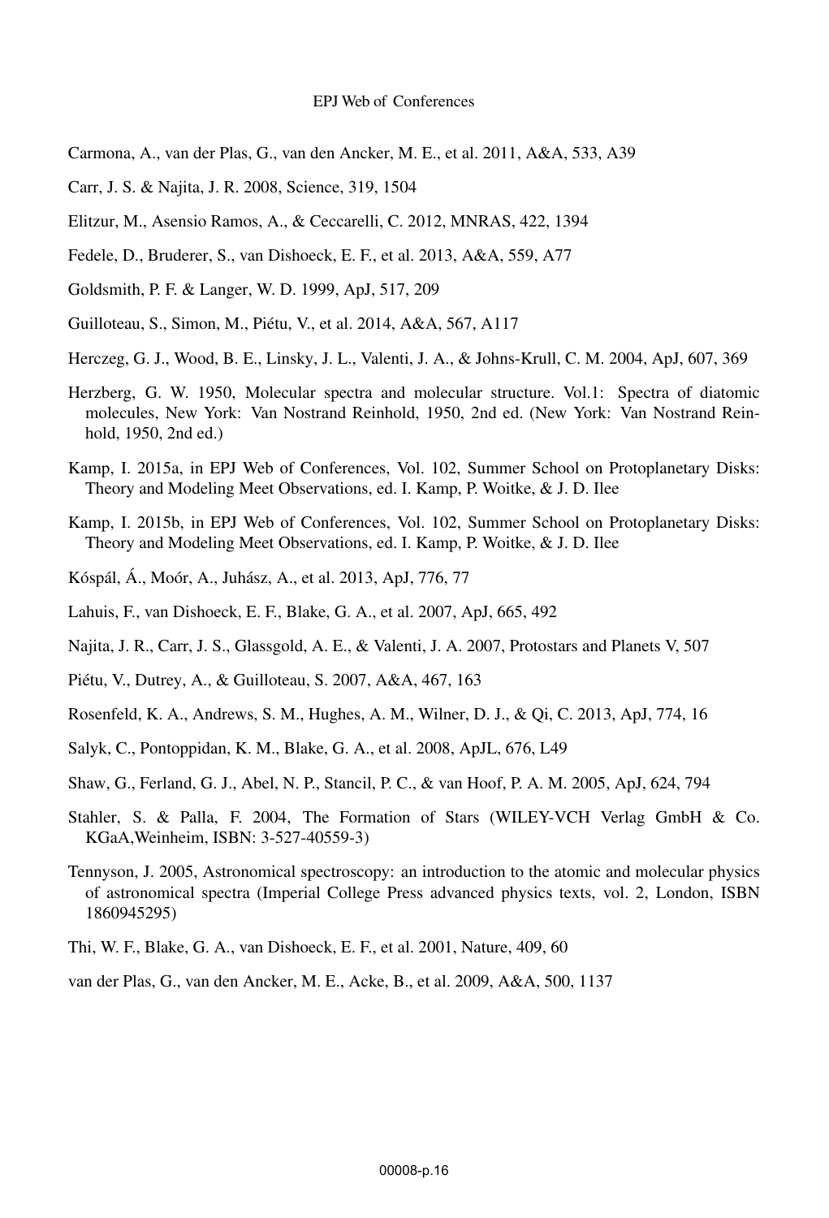Carmona, A., van der Plas, G., van den Ancker, M. E., et al. 2011, A&A, 533, A39

Carr, J. S. & Najita, J. R. 2008, Science, 319, 1504

Elitzur, M., Asensio Ramos, A., & Ceccarelli, C. 2012, MNRAS, 422, 1394

Fedele, D., Bruderer, S., van Dishoeck, E. F., et al. 2013, A&A, 559, A77

Goldsmith, P. F. & Langer, W. D. 1999, ApJ, 517, 209

Guilloteau, S., Simon, M., Piétu, V., et al. 2014, A&A, 567, A117

Herczeg, G. J., Wood, B. E., Linsky, J. L., Valenti, J. A., & Johns-Krull, C. M. 2004, ApJ, 607, 369

Herzberg, G. W. 1950, Molecular spectra and molecular structure. Vol.1: Spectra of diatomic molecules, New York: Van Nostrand Reinhold, 1950, 2nd ed. (New York: Van Nostrand Reinhold, 1950, 2nd ed.)

Kamp, I. 2015a, in EPJ Web of Conferences, Vol. 102, Summer School on Protoplanetary Disks: Theory and Modeling Meet Observations, ed. I. Kamp, P. Woitke, & J. D. Ilee

Kamp, I. 2015b, in EPJ Web of Conferences, Vol. 102, Summer School on Protoplanetary Disks: Theory and Modeling Meet Observations, ed. I. Kamp, P. Woitke, & J. D. Ilee

Kóspál, Á., Moór, A., Juhász, A., et al. 2013, ApJ, 776, 77

Lahuis, F., van Dishoeck, E. F., Blake, G. A., et al. 2007, ApJ, 665, 492

Najita, J. R., Carr, J. S., Glassgold, A. E., & Valenti, J. A. 2007, Protostars and Planets V, 507

Piétu, V., Dutrey, A., & Guilloteau, S. 2007, A&A, 467, 163

Rosenfeld, K. A., Andrews, S. M., Hughes, A. M., Wilner, D. J., & Qi, C. 2013, ApJ, 774, 16

Salyk, C., Pontoppidan, K. M., Blake, G. A., et al. 2008, ApJL, 676, L49

Shaw, G., Ferland, G. J., Abel, N. P., Stancil, P. C., & van Hoof, P. A. M. 2005, ApJ, 624, 794

Stahler, S. & Palla, F. 2004, The Formation of Stars (WILEY-VCH Verlag GmbH & Co. KGaA,Weinheim, ISBN: 3-527-40559-3)

Tennyson, J. 2005, Astronomical spectroscopy: an introduction to the atomic and molecular physics of astronomical spectra (Imperial College Press advanced physics texts, vol. 2, London, ISBN 1860945295)

Thi, W. F., Blake, G. A., van Dishoeck, E. F., et al. 2001, Nature, 409, 60

van der Plas, G., van den Ancker, M. E., Acke, B., et al. 2009, A&A, 500, 1137